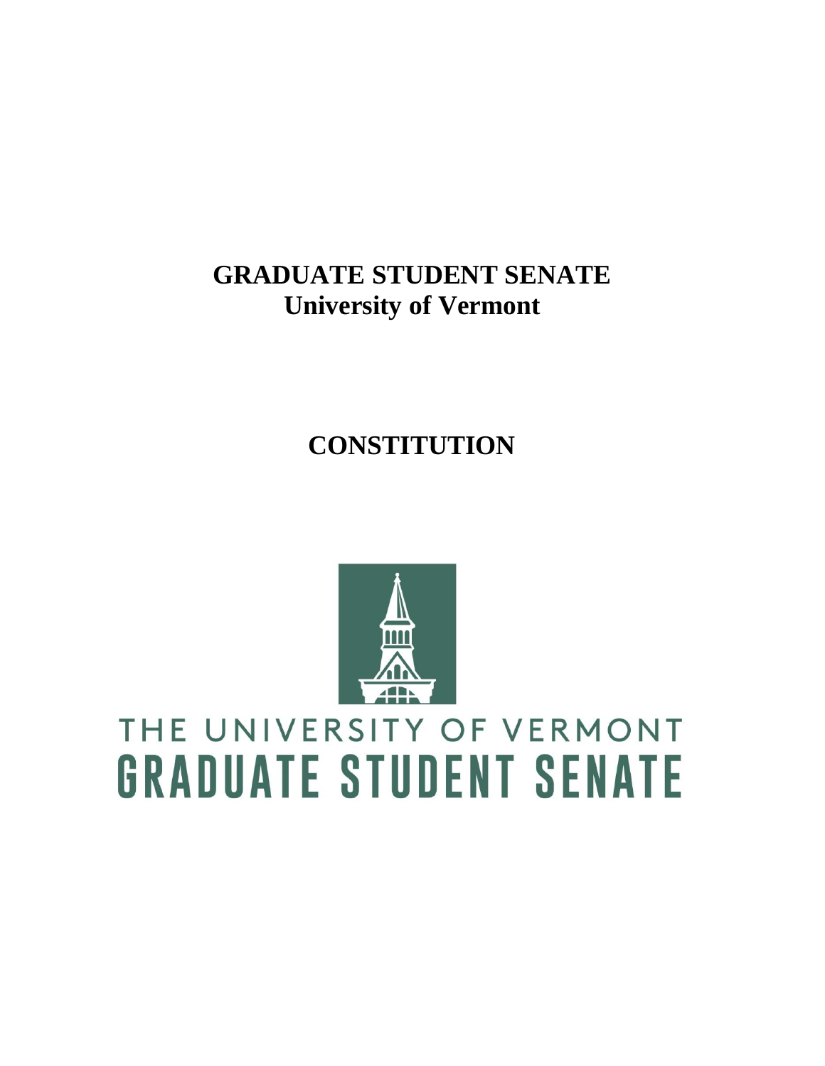# GRADUATE STUDENT SENATE

## University of Vermont

# CONSTITUTION

THE UNIVERSITY OF VERMONT

GRADUATE STUDENT SENATE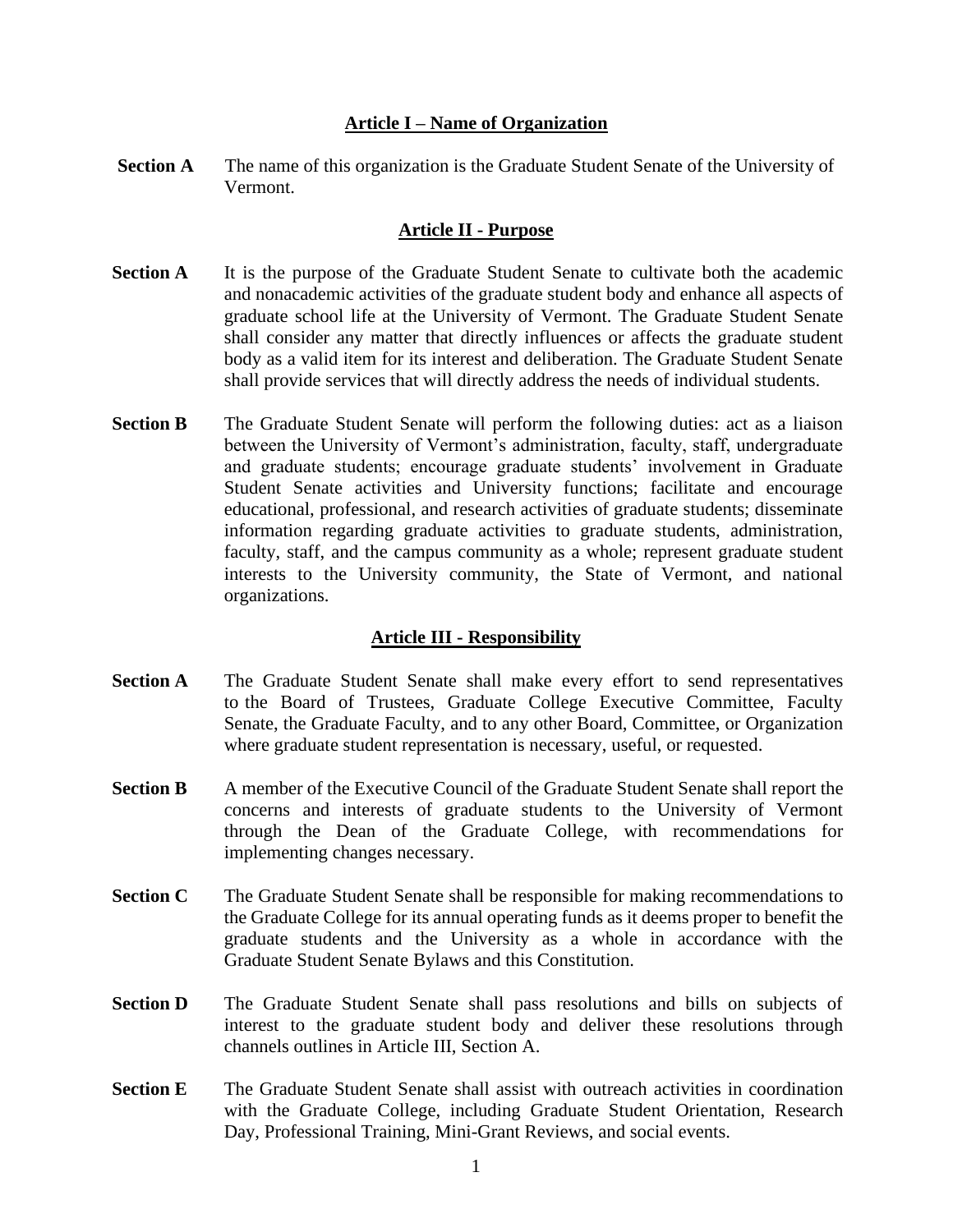## Article I – Name of Organization

**Section A** The name of this organization is the Graduate Student Senate of the University of Vermont.

## Article II - Purpose

**Section A** It is the purpose of the Graduate Student Senate to cultivate both the academic and nonacademic activities of the graduate student body and enhance all aspects of graduate school life at the University of Vermont. The Graduate Student Senate shall consider any matter that directly influences or affects the graduate student body as a valid item for its interest and deliberation. The Graduate Student Senate shall provide services that will directly address the needs of individual students.

**Section B** The Graduate Student Senate will perform the following duties: act as a liaison between the University of Vermont's administration, faculty, staff, undergraduate and graduate students; encourage graduate students' involvement in Graduate Student Senate activities and University functions; facilitate and encourage educational, professional, and research activities of graduate students; disseminate information regarding graduate activities to graduate students, administration, faculty, staff, and the campus community as a whole; represent graduate student interests to the University community, the State of Vermont, and national organizations.

## Article III - Responsibility

**Section A** The Graduate Student Senate shall make every effort to send representatives to the Board of Trustees, Graduate College Executive Committee, Faculty Senate, the Graduate Faculty, and to any other Board, Committee, or Organization where graduate student representation is necessary, useful, or requested.

**Section B** A member of the Executive Council of the Graduate Student Senate shall report the concerns and interests of graduate students to the University of Vermont through the Dean of the Graduate College, with recommendations for implementing changes necessary.

**Section C** The Graduate Student Senate shall be responsible for making recommendations to the Graduate College for its annual operating funds as it deems proper to benefit the graduate students and the University as a whole in accordance with the Graduate Student Senate Bylaws and this Constitution.

**Section D** The Graduate Student Senate shall pass resolutions and bills on subjects of interest to the graduate student body and deliver these resolutions through channels outlines in Article III, Section A.

**Section E** The Graduate Student Senate shall assist with outreach activities in coordination with the Graduate College, including Graduate Student Orientation, Research Day, Professional Training, Mini-Grant Reviews, and social events.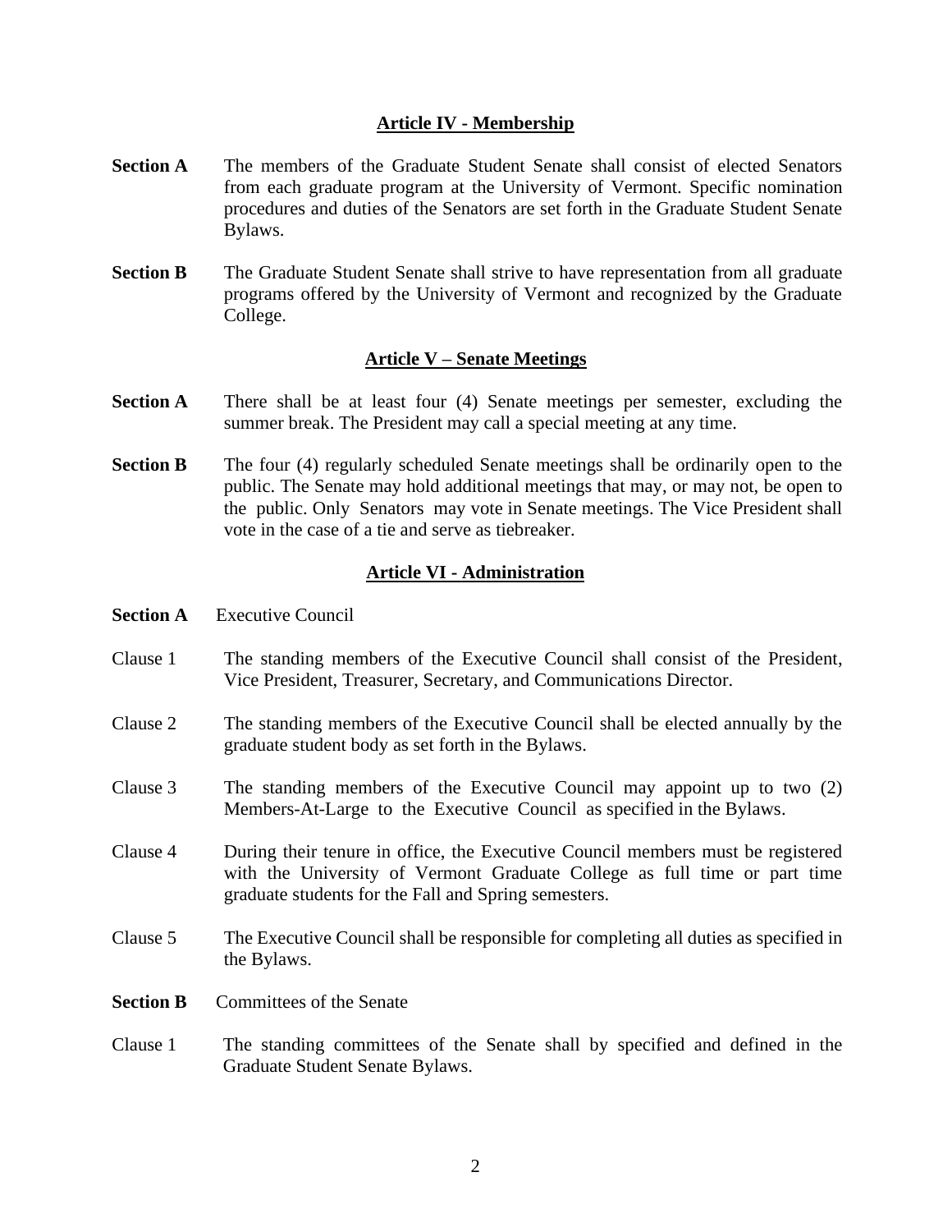## Article IV - Membership

**Section A** The members of the Graduate Student Senate shall consist of elected Senators from each graduate program at the University of Vermont. Specific nomination procedures and duties of the Senators are set forth in the Graduate Student Senate Bylaws.

**Section B** The Graduate Student Senate shall strive to have representation from all graduate programs offered by the University of Vermont and recognized by the Graduate College.

## Article V – Senate Meetings

**Section A** There shall be at least four (4) Senate meetings per semester, excluding the summer break. The President may call a special meeting at any time.

**Section B** The four (4) regularly scheduled Senate meetings shall be ordinarily open to the public. The Senate may hold additional meetings that may, or may not, be open to the public. Only Senators may vote in Senate meetings. The Vice President shall vote in the case of a tie and serve as tiebreaker.

## Article VI - Administration

**Section A** Executive Council

Clause 1 The standing members of the Executive Council shall consist of the President, Vice President, Treasurer, Secretary, and Communications Director.

Clause 2 The standing members of the Executive Council shall be elected annually by the graduate student body as set forth in the Bylaws.

Clause 3 The standing members of the Executive Council may appoint up to two (2) Members-At-Large to the Executive Council as specified in the Bylaws.

Clause 4 During their tenure in office, the Executive Council members must be registered with the University of Vermont Graduate College as full time or part time graduate students for the Fall and Spring semesters.

Clause 5 The Executive Council shall be responsible for completing all duties as specified in the Bylaws.

**Section B** Committees of the Senate

Clause 1 The standing committees of the Senate shall by specified and defined in the Graduate Student Senate Bylaws.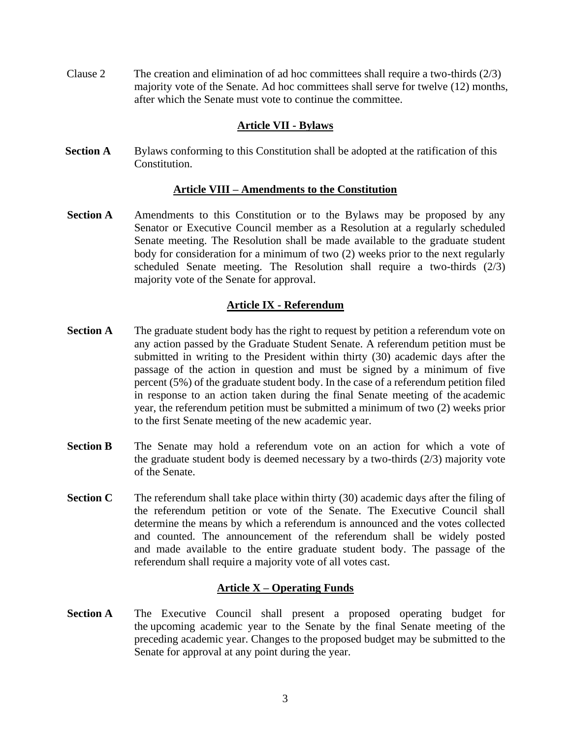Clause 2 The creation and elimination of ad hoc committees shall require a two-thirds (2/3) majority vote of the Senate. Ad hoc committees shall serve for twelve (12) months, after which the Senate must vote to continue the committee.

## Article VII - Bylaws

**Section A** Bylaws conforming to this Constitution shall be adopted at the ratification of this Constitution.

## Article VIII – Amendments to the Constitution

**Section A** Amendments to this Constitution or to the Bylaws may be proposed by any Senator or Executive Council member as a Resolution at a regularly scheduled Senate meeting. The Resolution shall be made available to the graduate student body for consideration for a minimum of two (2) weeks prior to the next regularly scheduled Senate meeting. The Resolution shall require a two-thirds (2/3) majority vote of the Senate for approval.

## Article IX - Referendum

**Section A** The graduate student body has the right to request by petition a referendum vote on any action passed by the Graduate Student Senate. A referendum petition must be submitted in writing to the President within thirty (30) academic days after the passage of the action in question and must be signed by a minimum of five percent (5%) of the graduate student body. In the case of a referendum petition filed in response to an action taken during the final Senate meeting of the academic year, the referendum petition must be submitted a minimum of two (2) weeks prior to the first Senate meeting of the new academic year.

**Section B** The Senate may hold a referendum vote on an action for which a vote of the graduate student body is deemed necessary by a two-thirds (2/3) majority vote of the Senate.

**Section C** The referendum shall take place within thirty (30) academic days after the filing of the referendum petition or vote of the Senate. The Executive Council shall determine the means by which a referendum is announced and the votes collected and counted. The announcement of the referendum shall be widely posted and made available to the entire graduate student body. The passage of the referendum shall require a majority vote of all votes cast.

## Article X – Operating Funds

**Section A** The Executive Council shall present a proposed operating budget for the upcoming academic year to the Senate by the final Senate meeting of the preceding academic year. Changes to the proposed budget may be submitted to the Senate for approval at any point during the year.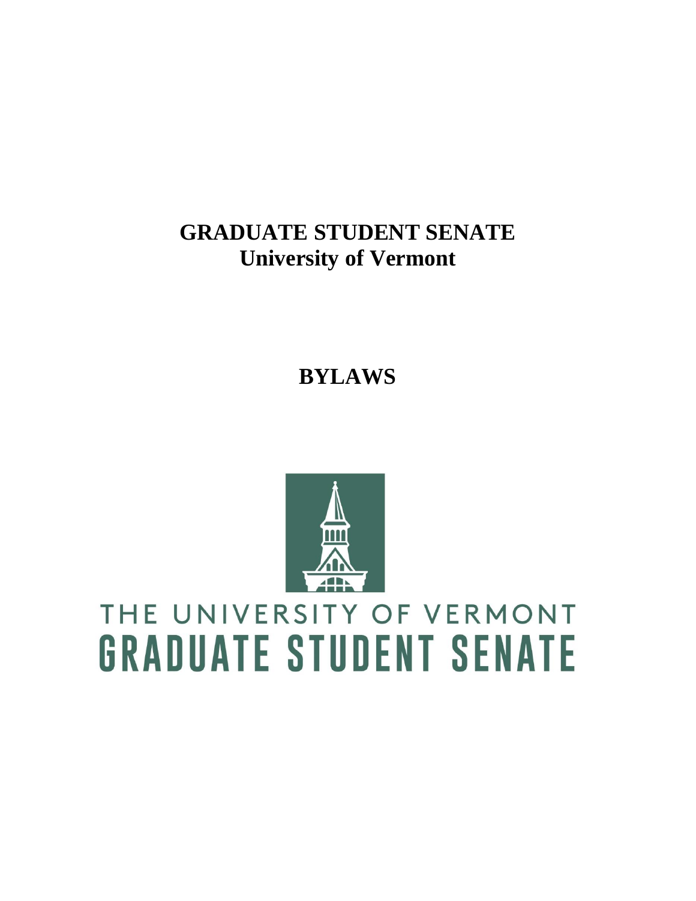# GRADUATE STUDENT SENATE
## University of Vermont

# BYLAWS

THE UNIVERSITY OF VERMONT
GRADUATE STUDENT SENATE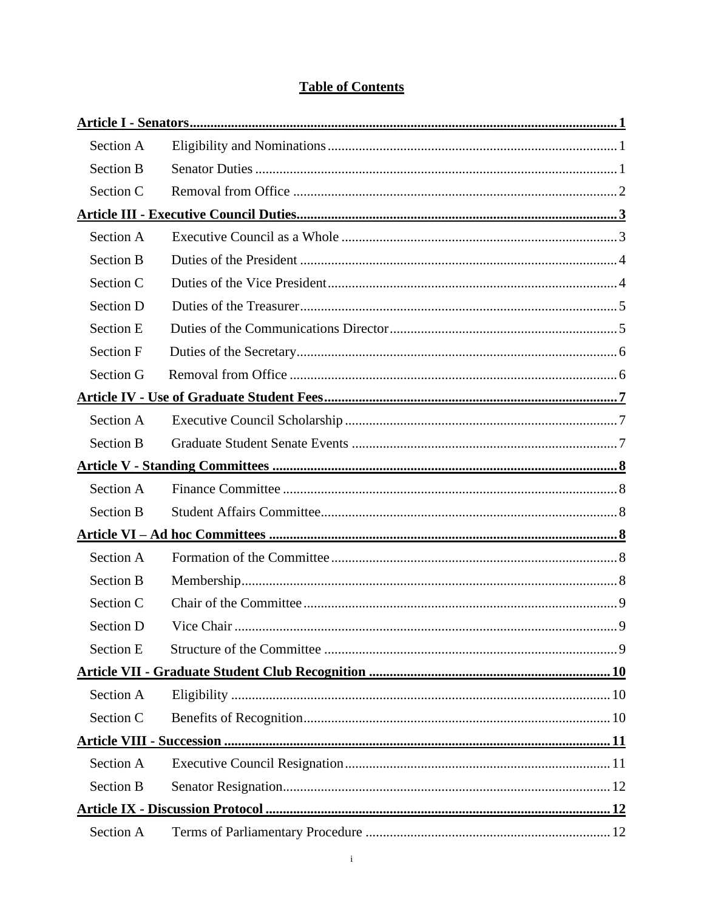## Table of Contents

[Article I - Senators](#) .......... 1

- Section A Eligibility and Nominations .......... 1
- Section B Senator Duties .......... 1
- Section C Removal from Office .......... 2

[Article III - Executive Council Duties](#) .......... 3

- Section A Executive Council as a Whole .......... 3
- Section B Duties of the President .......... 4
- Section C Duties of the Vice President .......... 4
- Section D Duties of the Treasurer .......... 5
- Section E Duties of the Communications Director .......... 5
- Section F Duties of the Secretary .......... 6
- Section G Removal from Office .......... 6

[Article IV - Use of Graduate Student Fees](#) .......... 7

- Section A Executive Council Scholarship .......... 7
- Section B Graduate Student Senate Events .......... 7

[Article V - Standing Committees](#) .......... 8

- Section A Finance Committee .......... 8
- Section B Student Affairs Committee .......... 8

[Article VI – Ad hoc Committees](#) .......... 8

- Section A Formation of the Committee .......... 8
- Section B Membership .......... 8
- Section C Chair of the Committee .......... 9
- Section D Vice Chair .......... 9
- Section E Structure of the Committee .......... 9

[Article VII - Graduate Student Club Recognition](#) .......... 10

- Section A Eligibility .......... 10
- Section C Benefits of Recognition .......... 10

[Article VIII - Succession](#) .......... 11

- Section A Executive Council Resignation .......... 11
- Section B Senator Resignation .......... 12

[Article IX - Discussion Protocol](#) .......... 12

- Section A Terms of Parliamentary Procedure .......... 12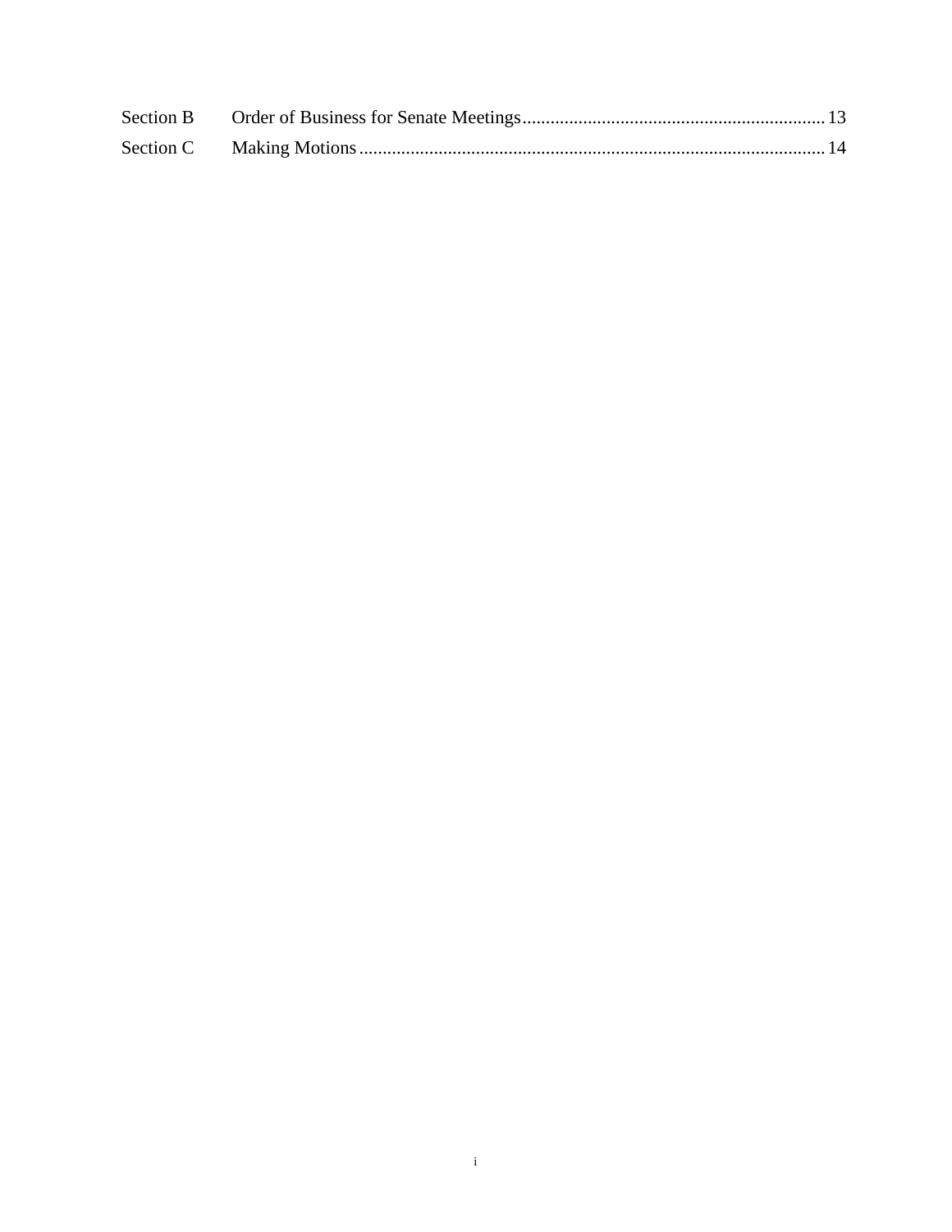Section B Order of Business for Senate Meetings ................................................................ 13
Section C Making Motions ................................................................................................... 14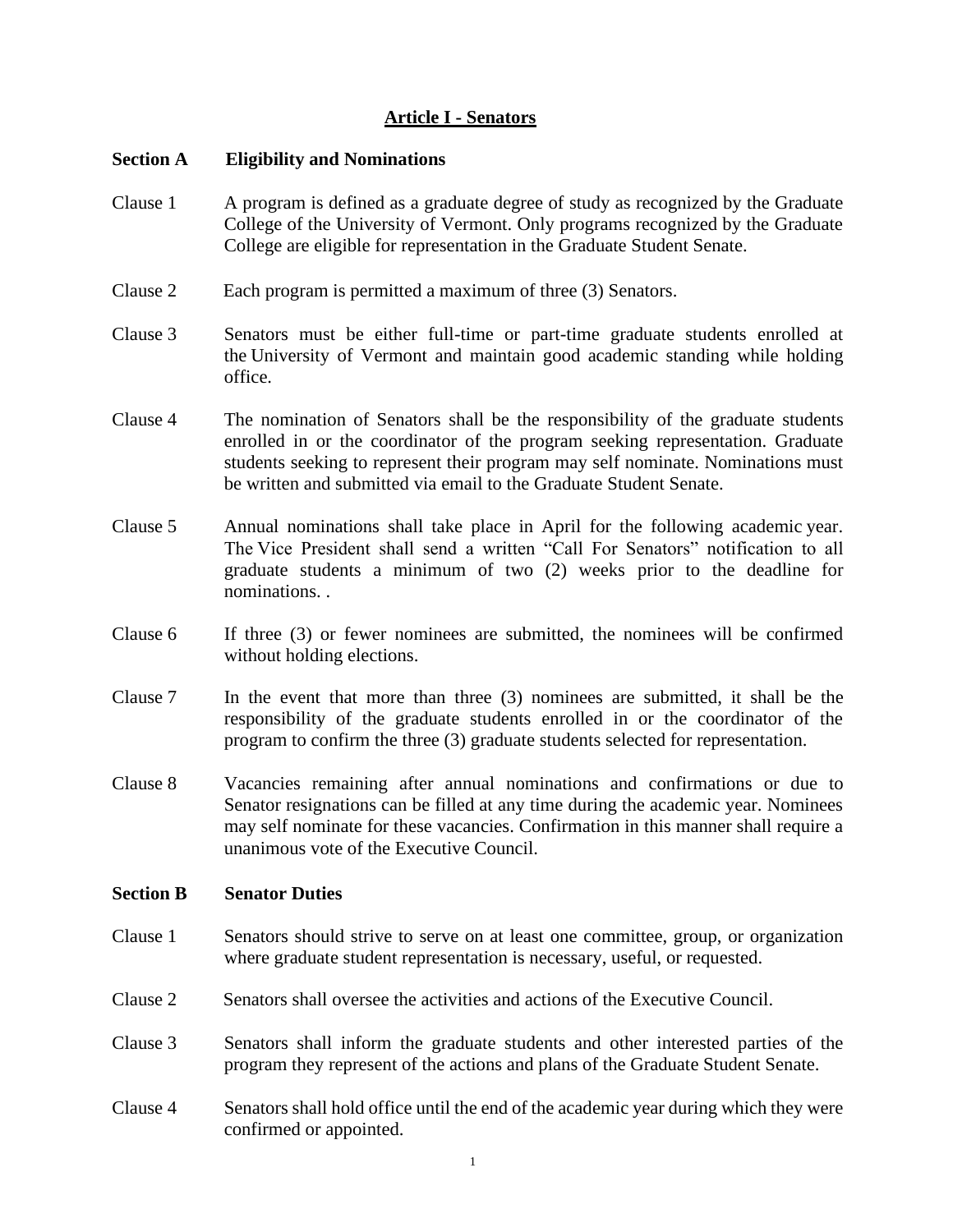# Article I - Senators

## Section A Eligibility and Nominations

Clause 1 A program is defined as a graduate degree of study as recognized by the Graduate College of the University of Vermont. Only programs recognized by the Graduate College are eligible for representation in the Graduate Student Senate.

Clause 2 Each program is permitted a maximum of three (3) Senators.

Clause 3 Senators must be either full-time or part-time graduate students enrolled at the University of Vermont and maintain good academic standing while holding office.

Clause 4 The nomination of Senators shall be the responsibility of the graduate students enrolled in or the coordinator of the program seeking representation. Graduate students seeking to represent their program may self nominate. Nominations must be written and submitted via email to the Graduate Student Senate.

Clause 5 Annual nominations shall take place in April for the following academic year. The Vice President shall send a written "Call For Senators" notification to all graduate students a minimum of two (2) weeks prior to the deadline for nominations. .

Clause 6 If three (3) or fewer nominees are submitted, the nominees will be confirmed without holding elections.

Clause 7 In the event that more than three (3) nominees are submitted, it shall be the responsibility of the graduate students enrolled in or the coordinator of the program to confirm the three (3) graduate students selected for representation.

Clause 8 Vacancies remaining after annual nominations and confirmations or due to Senator resignations can be filled at any time during the academic year. Nominees may self nominate for these vacancies. Confirmation in this manner shall require a unanimous vote of the Executive Council.

## Section B Senator Duties

Clause 1 Senators should strive to serve on at least one committee, group, or organization where graduate student representation is necessary, useful, or requested.

Clause 2 Senators shall oversee the activities and actions of the Executive Council.

Clause 3 Senators shall inform the graduate students and other interested parties of the program they represent of the actions and plans of the Graduate Student Senate.

Clause 4 Senators shall hold office until the end of the academic year during which they were confirmed or appointed.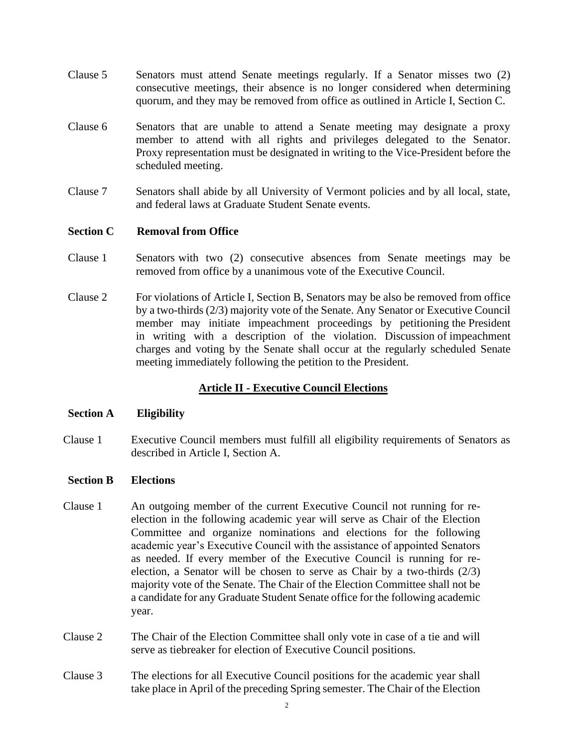Clause 5 Senators must attend Senate meetings regularly. If a Senator misses two (2) consecutive meetings, their absence is no longer considered when determining quorum, and they may be removed from office as outlined in Article I, Section C.

Clause 6 Senators that are unable to attend a Senate meeting may designate a proxy member to attend with all rights and privileges delegated to the Senator. Proxy representation must be designated in writing to the Vice-President before the scheduled meeting.

Clause 7 Senators shall abide by all University of Vermont policies and by all local, state, and federal laws at Graduate Student Senate events.

**Section C Removal from Office**

Clause 1 Senators with two (2) consecutive absences from Senate meetings may be removed from office by a unanimous vote of the Executive Council.

Clause 2 For violations of Article I, Section B, Senators may be also be removed from office by a two-thirds (2/3) majority vote of the Senate. Any Senator or Executive Council member may initiate impeachment proceedings by petitioning the President in writing with a description of the violation. Discussion of impeachment charges and voting by the Senate shall occur at the regularly scheduled Senate meeting immediately following the petition to the President.

## Article II - Executive Council Elections

**Section A Eligibility**

Clause 1 Executive Council members must fulfill all eligibility requirements of Senators as described in Article I, Section A.

**Section B Elections**

Clause 1 An outgoing member of the current Executive Council not running for re-election in the following academic year will serve as Chair of the Election Committee and organize nominations and elections for the following academic year's Executive Council with the assistance of appointed Senators as needed. If every member of the Executive Council is running for re-election, a Senator will be chosen to serve as Chair by a two-thirds (2/3) majority vote of the Senate. The Chair of the Election Committee shall not be a candidate for any Graduate Student Senate office for the following academic year.

Clause 2 The Chair of the Election Committee shall only vote in case of a tie and will serve as tiebreaker for election of Executive Council positions.

Clause 3 The elections for all Executive Council positions for the academic year shall take place in April of the preceding Spring semester. The Chair of the Election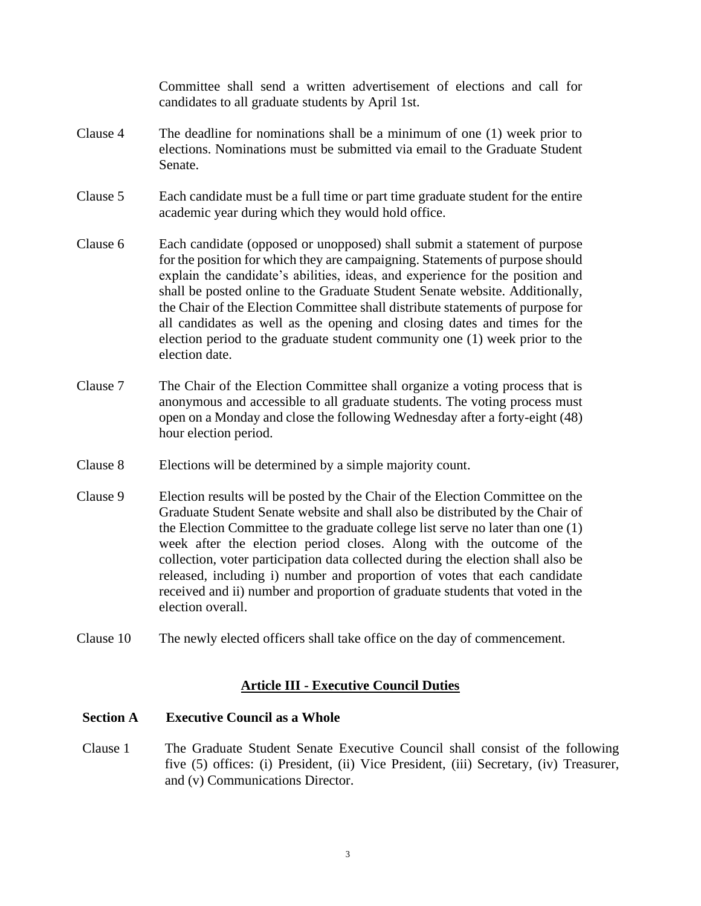Committee shall send a written advertisement of elections and call for candidates to all graduate students by April 1st.

Clause 4 The deadline for nominations shall be a minimum of one (1) week prior to elections. Nominations must be submitted via email to the Graduate Student Senate.

Clause 5 Each candidate must be a full time or part time graduate student for the entire academic year during which they would hold office.

Clause 6 Each candidate (opposed or unopposed) shall submit a statement of purpose for the position for which they are campaigning. Statements of purpose should explain the candidate's abilities, ideas, and experience for the position and shall be posted online to the Graduate Student Senate website. Additionally, the Chair of the Election Committee shall distribute statements of purpose for all candidates as well as the opening and closing dates and times for the election period to the graduate student community one (1) week prior to the election date.

Clause 7 The Chair of the Election Committee shall organize a voting process that is anonymous and accessible to all graduate students. The voting process must open on a Monday and close the following Wednesday after a forty-eight (48) hour election period.

Clause 8 Elections will be determined by a simple majority count.

Clause 9 Election results will be posted by the Chair of the Election Committee on the Graduate Student Senate website and shall also be distributed by the Chair of the Election Committee to the graduate college list serve no later than one (1) week after the election period closes. Along with the outcome of the collection, voter participation data collected during the election shall also be released, including i) number and proportion of votes that each candidate received and ii) number and proportion of graduate students that voted in the election overall.

Clause 10 The newly elected officers shall take office on the day of commencement.

## Article III - Executive Council Duties

**Section A Executive Council as a Whole**

Clause 1 The Graduate Student Senate Executive Council shall consist of the following five (5) offices: (i) President, (ii) Vice President, (iii) Secretary, (iv) Treasurer, and (v) Communications Director.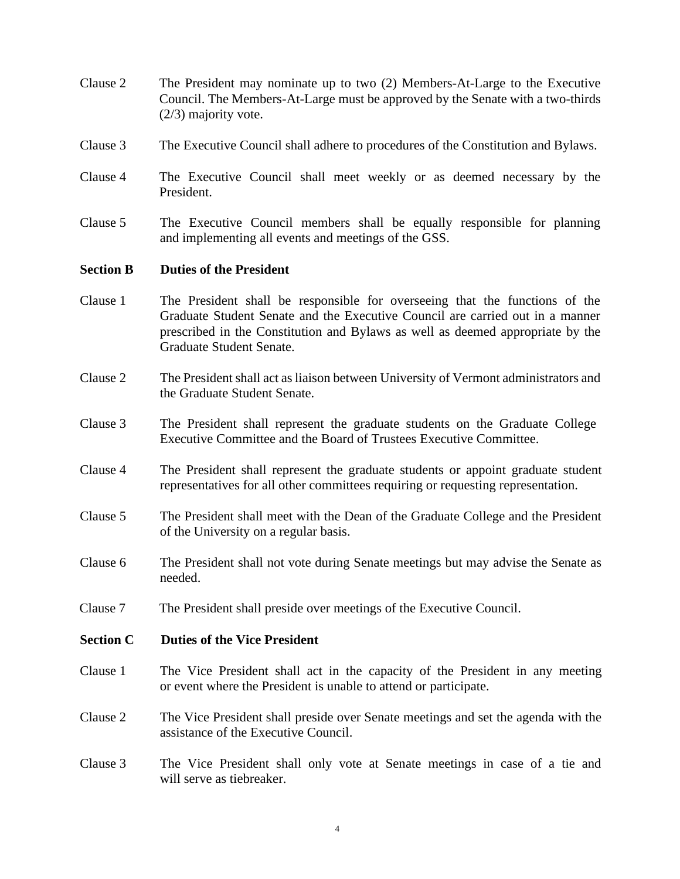Clause 2 The President may nominate up to two (2) Members-At-Large to the Executive Council. The Members-At-Large must be approved by the Senate with a two-thirds (2/3) majority vote.

Clause 3 The Executive Council shall adhere to procedures of the Constitution and Bylaws.

Clause 4 The Executive Council shall meet weekly or as deemed necessary by the President.

Clause 5 The Executive Council members shall be equally responsible for planning and implementing all events and meetings of the GSS.

**Section B Duties of the President**

Clause 1 The President shall be responsible for overseeing that the functions of the Graduate Student Senate and the Executive Council are carried out in a manner prescribed in the Constitution and Bylaws as well as deemed appropriate by the Graduate Student Senate.

Clause 2 The President shall act as liaison between University of Vermont administrators and the Graduate Student Senate.

Clause 3 The President shall represent the graduate students on the Graduate College Executive Committee and the Board of Trustees Executive Committee.

Clause 4 The President shall represent the graduate students or appoint graduate student representatives for all other committees requiring or requesting representation.

Clause 5 The President shall meet with the Dean of the Graduate College and the President of the University on a regular basis.

Clause 6 The President shall not vote during Senate meetings but may advise the Senate as needed.

Clause 7 The President shall preside over meetings of the Executive Council.

**Section C Duties of the Vice President**

Clause 1 The Vice President shall act in the capacity of the President in any meeting or event where the President is unable to attend or participate.

Clause 2 The Vice President shall preside over Senate meetings and set the agenda with the assistance of the Executive Council.

Clause 3 The Vice President shall only vote at Senate meetings in case of a tie and will serve as tiebreaker.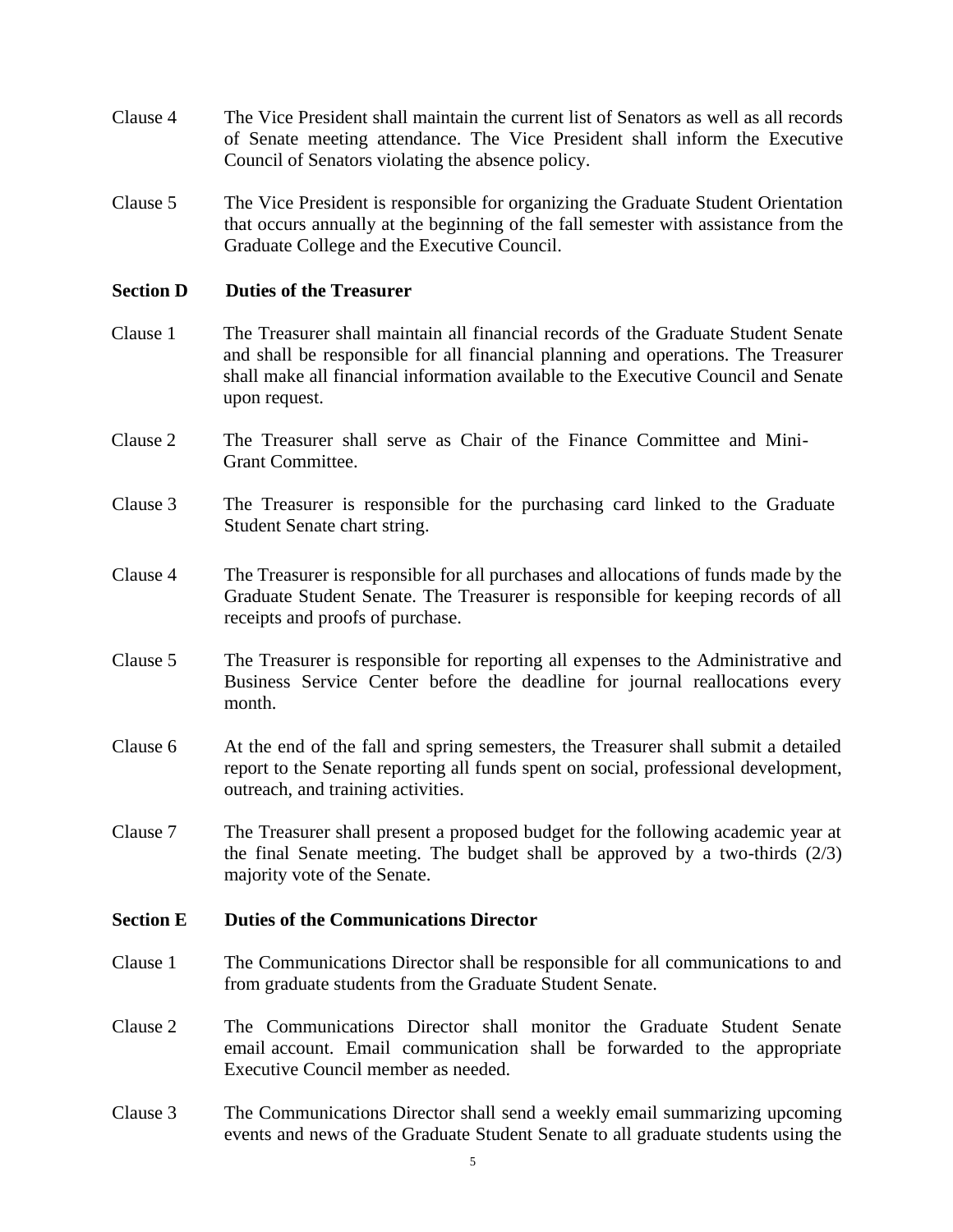Clause 4 The Vice President shall maintain the current list of Senators as well as all records of Senate meeting attendance. The Vice President shall inform the Executive Council of Senators violating the absence policy.

Clause 5 The Vice President is responsible for organizing the Graduate Student Orientation that occurs annually at the beginning of the fall semester with assistance from the Graduate College and the Executive Council.

**Section D Duties of the Treasurer**

Clause 1 The Treasurer shall maintain all financial records of the Graduate Student Senate and shall be responsible for all financial planning and operations. The Treasurer shall make all financial information available to the Executive Council and Senate upon request.

Clause 2 The Treasurer shall serve as Chair of the Finance Committee and Mini-Grant Committee.

Clause 3 The Treasurer is responsible for the purchasing card linked to the Graduate Student Senate chart string.

Clause 4 The Treasurer is responsible for all purchases and allocations of funds made by the Graduate Student Senate. The Treasurer is responsible for keeping records of all receipts and proofs of purchase.

Clause 5 The Treasurer is responsible for reporting all expenses to the Administrative and Business Service Center before the deadline for journal reallocations every month.

Clause 6 At the end of the fall and spring semesters, the Treasurer shall submit a detailed report to the Senate reporting all funds spent on social, professional development, outreach, and training activities.

Clause 7 The Treasurer shall present a proposed budget for the following academic year at the final Senate meeting. The budget shall be approved by a two-thirds (2/3) majority vote of the Senate.

**Section E Duties of the Communications Director**

Clause 1 The Communications Director shall be responsible for all communications to and from graduate students from the Graduate Student Senate.

Clause 2 The Communications Director shall monitor the Graduate Student Senate email account. Email communication shall be forwarded to the appropriate Executive Council member as needed.

Clause 3 The Communications Director shall send a weekly email summarizing upcoming events and news of the Graduate Student Senate to all graduate students using the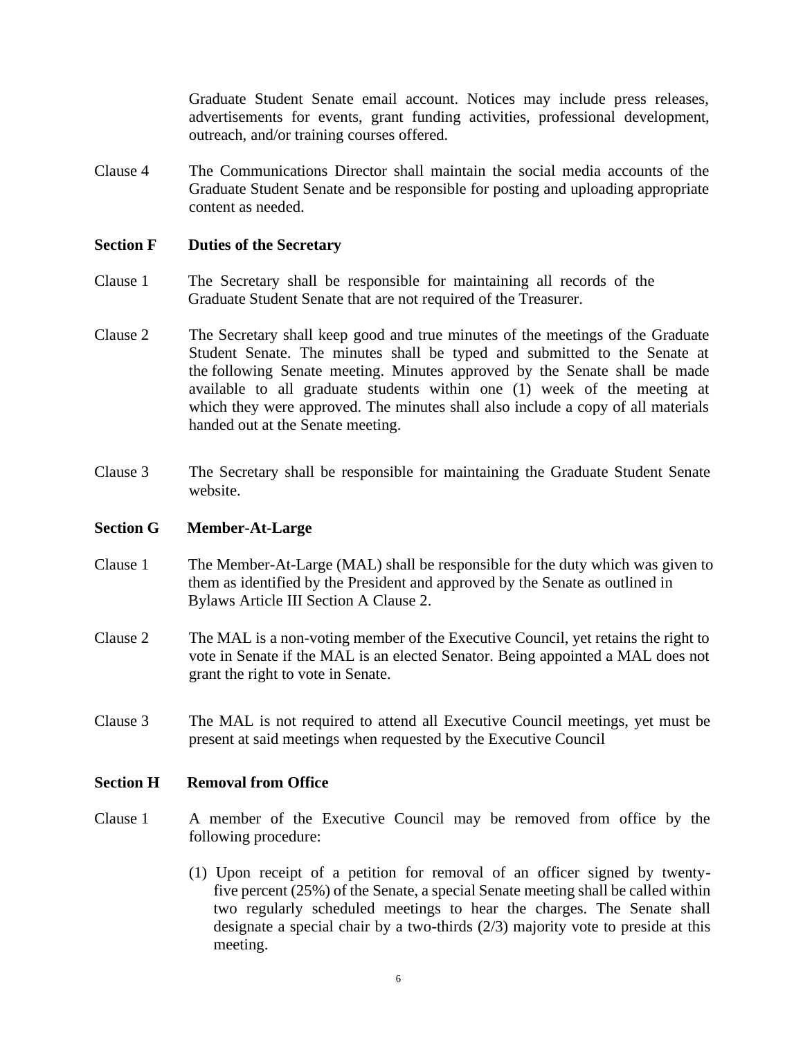Graduate Student Senate email account. Notices may include press releases, advertisements for events, grant funding activities, professional development, outreach, and/or training courses offered.

Clause 4 The Communications Director shall maintain the social media accounts of the Graduate Student Senate and be responsible for posting and uploading appropriate content as needed.

**Section F Duties of the Secretary**

Clause 1 The Secretary shall be responsible for maintaining all records of the Graduate Student Senate that are not required of the Treasurer.

Clause 2 The Secretary shall keep good and true minutes of the meetings of the Graduate Student Senate. The minutes shall be typed and submitted to the Senate at the following Senate meeting. Minutes approved by the Senate shall be made available to all graduate students within one (1) week of the meeting at which they were approved. The minutes shall also include a copy of all materials handed out at the Senate meeting.

Clause 3 The Secretary shall be responsible for maintaining the Graduate Student Senate website.

**Section G Member-At-Large**

Clause 1 The Member-At-Large (MAL) shall be responsible for the duty which was given to them as identified by the President and approved by the Senate as outlined in Bylaws Article III Section A Clause 2.

Clause 2 The MAL is a non-voting member of the Executive Council, yet retains the right to vote in Senate if the MAL is an elected Senator. Being appointed a MAL does not grant the right to vote in Senate.

Clause 3 The MAL is not required to attend all Executive Council meetings, yet must be present at said meetings when requested by the Executive Council

**Section H Removal from Office**

Clause 1 A member of the Executive Council may be removed from office by the following procedure:

(1) Upon receipt of a petition for removal of an officer signed by twenty-five percent (25%) of the Senate, a special Senate meeting shall be called within two regularly scheduled meetings to hear the charges. The Senate shall designate a special chair by a two-thirds (2/3) majority vote to preside at this meeting.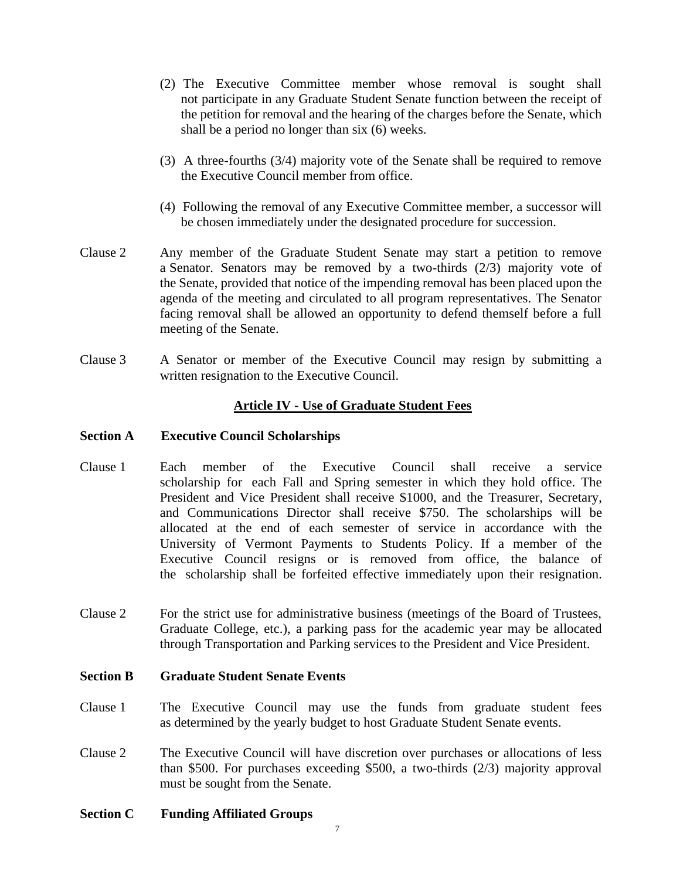(2) The Executive Committee member whose removal is sought shall not participate in any Graduate Student Senate function between the receipt of the petition for removal and the hearing of the charges before the Senate, which shall be a period no longer than six (6) weeks.

(3) A three-fourths (3/4) majority vote of the Senate shall be required to remove the Executive Council member from office.

(4) Following the removal of any Executive Committee member, a successor will be chosen immediately under the designated procedure for succession.

Clause 2 Any member of the Graduate Student Senate may start a petition to remove a Senator. Senators may be removed by a two-thirds (2/3) majority vote of the Senate, provided that notice of the impending removal has been placed upon the agenda of the meeting and circulated to all program representatives. The Senator facing removal shall be allowed an opportunity to defend themself before a full meeting of the Senate.

Clause 3 A Senator or member of the Executive Council may resign by submitting a written resignation to the Executive Council.

## Article IV - Use of Graduate Student Fees

**Section A Executive Council Scholarships**

Clause 1 Each member of the Executive Council shall receive a service scholarship for each Fall and Spring semester in which they hold office. The President and Vice President shall receive $1000, and the Treasurer, Secretary, and Communications Director shall receive $750. The scholarships will be allocated at the end of each semester of service in accordance with the University of Vermont Payments to Students Policy. If a member of the Executive Council resigns or is removed from office, the balance of the scholarship shall be forfeited effective immediately upon their resignation.

Clause 2 For the strict use for administrative business (meetings of the Board of Trustees, Graduate College, etc.), a parking pass for the academic year may be allocated through Transportation and Parking services to the President and Vice President.

**Section B Graduate Student Senate Events**

Clause 1 The Executive Council may use the funds from graduate student fees as determined by the yearly budget to host Graduate Student Senate events.

Clause 2 The Executive Council will have discretion over purchases or allocations of less than $500. For purchases exceeding $500, a two-thirds (2/3) majority approval must be sought from the Senate.

**Section C Funding Affiliated Groups**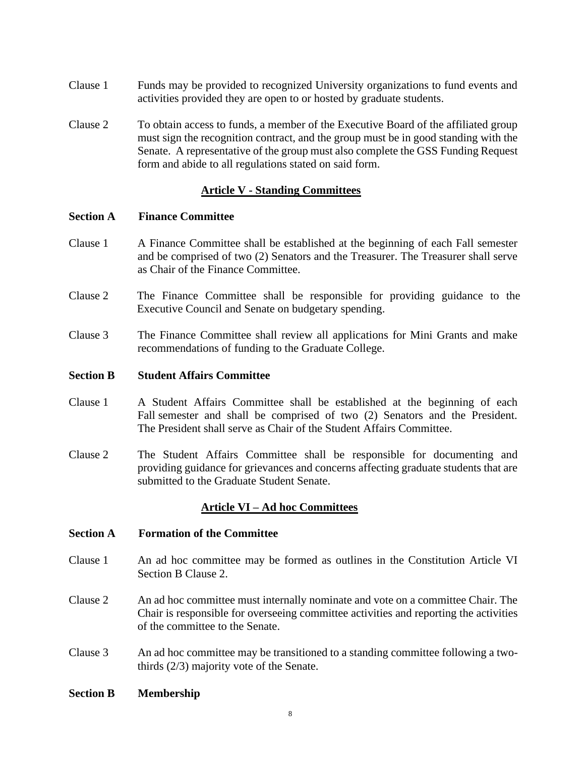Clause 1 Funds may be provided to recognized University organizations to fund events and activities provided they are open to or hosted by graduate students.

Clause 2 To obtain access to funds, a member of the Executive Board of the affiliated group must sign the recognition contract, and the group must be in good standing with the Senate. A representative of the group must also complete the GSS Funding Request form and abide to all regulations stated on said form.

## Article V - Standing Committees

**Section A Finance Committee**

Clause 1 A Finance Committee shall be established at the beginning of each Fall semester and be comprised of two (2) Senators and the Treasurer. The Treasurer shall serve as Chair of the Finance Committee.

Clause 2 The Finance Committee shall be responsible for providing guidance to the Executive Council and Senate on budgetary spending.

Clause 3 The Finance Committee shall review all applications for Mini Grants and make recommendations of funding to the Graduate College.

**Section B Student Affairs Committee**

Clause 1 A Student Affairs Committee shall be established at the beginning of each Fall semester and shall be comprised of two (2) Senators and the President. The President shall serve as Chair of the Student Affairs Committee.

Clause 2 The Student Affairs Committee shall be responsible for documenting and providing guidance for grievances and concerns affecting graduate students that are submitted to the Graduate Student Senate.

## Article VI – Ad hoc Committees

**Section A Formation of the Committee**

Clause 1 An ad hoc committee may be formed as outlines in the Constitution Article VI Section B Clause 2.

Clause 2 An ad hoc committee must internally nominate and vote on a committee Chair. The Chair is responsible for overseeing committee activities and reporting the activities of the committee to the Senate.

Clause 3 An ad hoc committee may be transitioned to a standing committee following a two-thirds (2/3) majority vote of the Senate.

**Section B Membership**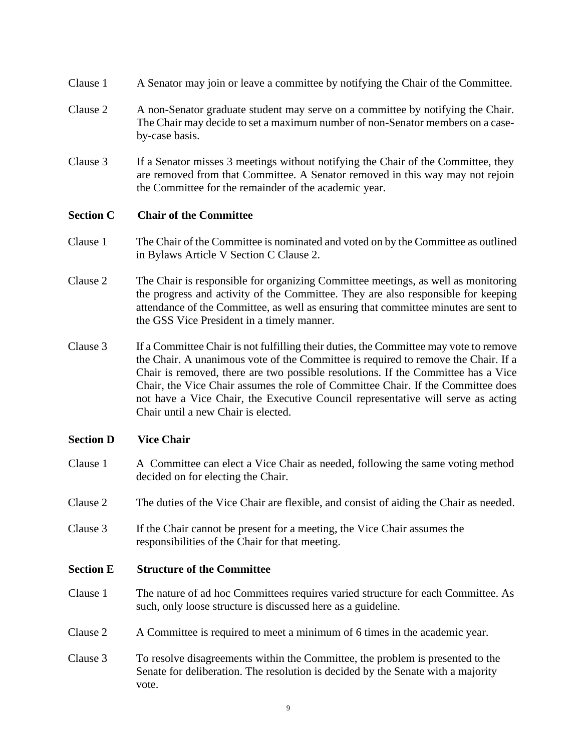Clause 1 A Senator may join or leave a committee by notifying the Chair of the Committee.

Clause 2 A non-Senator graduate student may serve on a committee by notifying the Chair. The Chair may decide to set a maximum number of non-Senator members on a case-by-case basis.

Clause 3 If a Senator misses 3 meetings without notifying the Chair of the Committee, they are removed from that Committee. A Senator removed in this way may not rejoin the Committee for the remainder of the academic year.

**Section C Chair of the Committee**

Clause 1 The Chair of the Committee is nominated and voted on by the Committee as outlined in Bylaws Article V Section C Clause 2.

Clause 2 The Chair is responsible for organizing Committee meetings, as well as monitoring the progress and activity of the Committee. They are also responsible for keeping attendance of the Committee, as well as ensuring that committee minutes are sent to the GSS Vice President in a timely manner.

Clause 3 If a Committee Chair is not fulfilling their duties, the Committee may vote to remove the Chair. A unanimous vote of the Committee is required to remove the Chair. If a Chair is removed, there are two possible resolutions. If the Committee has a Vice Chair, the Vice Chair assumes the role of Committee Chair. If the Committee does not have a Vice Chair, the Executive Council representative will serve as acting Chair until a new Chair is elected.

**Section D Vice Chair**

Clause 1 A Committee can elect a Vice Chair as needed, following the same voting method decided on for electing the Chair.

Clause 2 The duties of the Vice Chair are flexible, and consist of aiding the Chair as needed.

Clause 3 If the Chair cannot be present for a meeting, the Vice Chair assumes the responsibilities of the Chair for that meeting.

**Section E Structure of the Committee**

Clause 1 The nature of ad hoc Committees requires varied structure for each Committee. As such, only loose structure is discussed here as a guideline.

Clause 2 A Committee is required to meet a minimum of 6 times in the academic year.

Clause 3 To resolve disagreements within the Committee, the problem is presented to the Senate for deliberation. The resolution is decided by the Senate with a majority vote.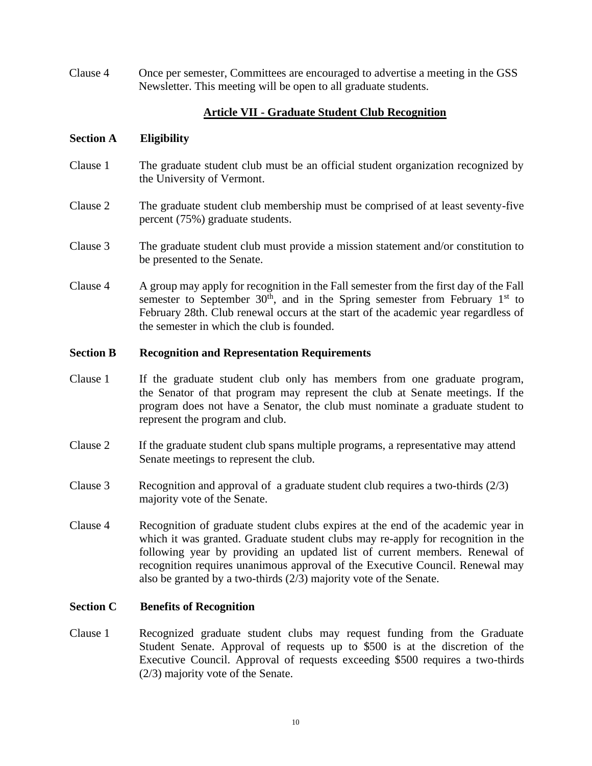Clause 4 Once per semester, Committees are encouraged to advertise a meeting in the GSS Newsletter. This meeting will be open to all graduate students.

## Article VII - Graduate Student Club Recognition

### Section A Eligibility

Clause 1 The graduate student club must be an official student organization recognized by the University of Vermont.

Clause 2 The graduate student club membership must be comprised of at least seventy-five percent (75%) graduate students.

Clause 3 The graduate student club must provide a mission statement and/or constitution to be presented to the Senate.

Clause 4 A group may apply for recognition in the Fall semester from the first day of the Fall semester to September 30th, and in the Spring semester from February 1st to February 28th. Club renewal occurs at the start of the academic year regardless of the semester in which the club is founded.

### Section B Recognition and Representation Requirements

Clause 1 If the graduate student club only has members from one graduate program, the Senator of that program may represent the club at Senate meetings. If the program does not have a Senator, the club must nominate a graduate student to represent the program and club.

Clause 2 If the graduate student club spans multiple programs, a representative may attend Senate meetings to represent the club.

Clause 3 Recognition and approval of a graduate student club requires a two-thirds (2/3) majority vote of the Senate.

Clause 4 Recognition of graduate student clubs expires at the end of the academic year in which it was granted. Graduate student clubs may re-apply for recognition in the following year by providing an updated list of current members. Renewal of recognition requires unanimous approval of the Executive Council. Renewal may also be granted by a two-thirds (2/3) majority vote of the Senate.

### Section C Benefits of Recognition

Clause 1 Recognized graduate student clubs may request funding from the Graduate Student Senate. Approval of requests up to $500 is at the discretion of the Executive Council. Approval of requests exceeding $500 requires a two-thirds (2/3) majority vote of the Senate.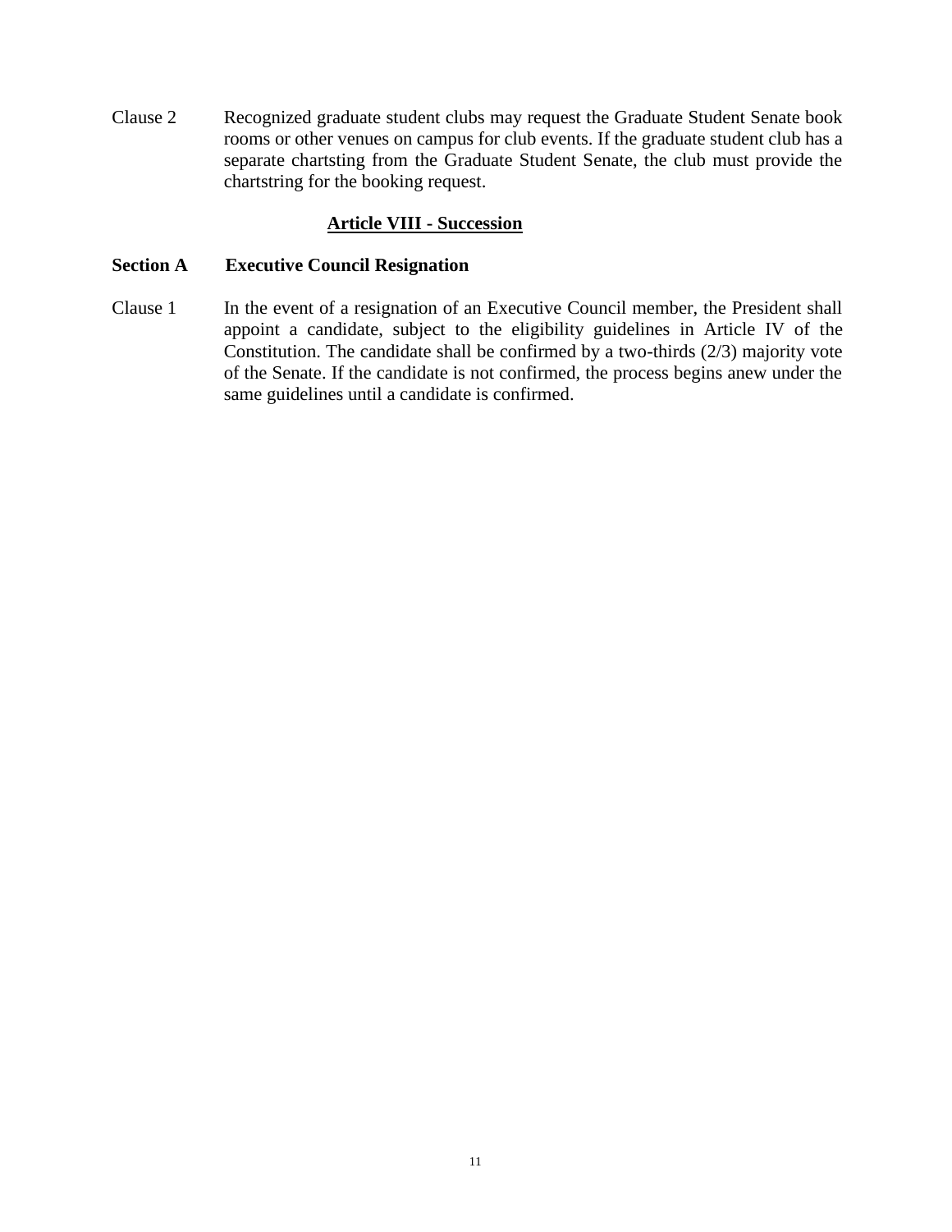Clause 2 Recognized graduate student clubs may request the Graduate Student Senate book rooms or other venues on campus for club events. If the graduate student club has a separate chartsting from the Graduate Student Senate, the club must provide the chartstring for the booking request.

## Article VIII - Succession

### Section A Executive Council Resignation

Clause 1 In the event of a resignation of an Executive Council member, the President shall appoint a candidate, subject to the eligibility guidelines in Article IV of the Constitution. The candidate shall be confirmed by a two-thirds (2/3) majority vote of the Senate. If the candidate is not confirmed, the process begins anew under the same guidelines until a candidate is confirmed.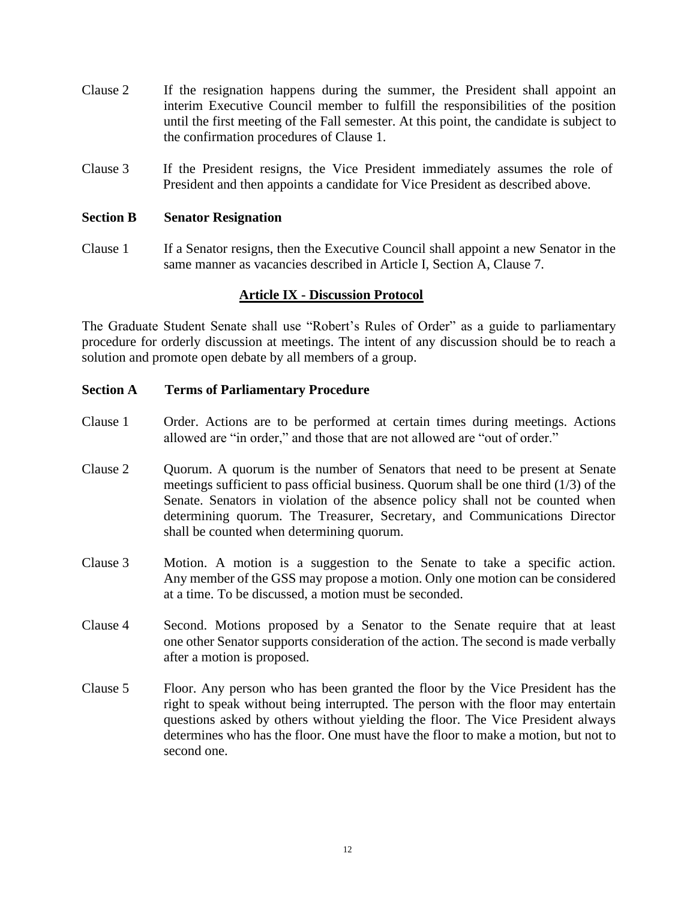Clause 2 If the resignation happens during the summer, the President shall appoint an interim Executive Council member to fulfill the responsibilities of the position until the first meeting of the Fall semester. At this point, the candidate is subject to the confirmation procedures of Clause 1.

Clause 3 If the President resigns, the Vice President immediately assumes the role of President and then appoints a candidate for Vice President as described above.

**Section B Senator Resignation**

Clause 1 If a Senator resigns, then the Executive Council shall appoint a new Senator in the same manner as vacancies described in Article I, Section A, Clause 7.

## Article IX - Discussion Protocol

The Graduate Student Senate shall use "Robert's Rules of Order" as a guide to parliamentary procedure for orderly discussion at meetings. The intent of any discussion should be to reach a solution and promote open debate by all members of a group.

**Section A Terms of Parliamentary Procedure**

Clause 1 Order. Actions are to be performed at certain times during meetings. Actions allowed are "in order," and those that are not allowed are "out of order."

Clause 2 Quorum. A quorum is the number of Senators that need to be present at Senate meetings sufficient to pass official business. Quorum shall be one third (1/3) of the Senate. Senators in violation of the absence policy shall not be counted when determining quorum. The Treasurer, Secretary, and Communications Director shall be counted when determining quorum.

Clause 3 Motion. A motion is a suggestion to the Senate to take a specific action. Any member of the GSS may propose a motion. Only one motion can be considered at a time. To be discussed, a motion must be seconded.

Clause 4 Second. Motions proposed by a Senator to the Senate require that at least one other Senator supports consideration of the action. The second is made verbally after a motion is proposed.

Clause 5 Floor. Any person who has been granted the floor by the Vice President has the right to speak without being interrupted. The person with the floor may entertain questions asked by others without yielding the floor. The Vice President always determines who has the floor. One must have the floor to make a motion, but not to second one.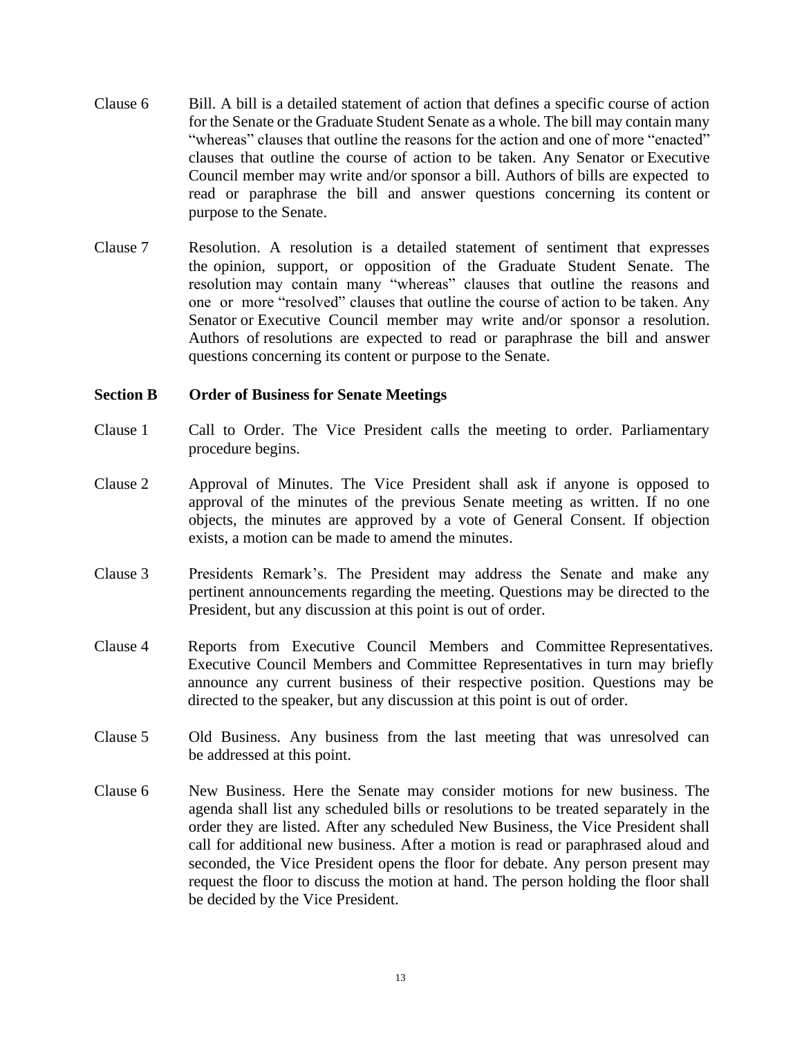Clause 6 Bill. A bill is a detailed statement of action that defines a specific course of action for the Senate or the Graduate Student Senate as a whole. The bill may contain many "whereas" clauses that outline the reasons for the action and one of more "enacted" clauses that outline the course of action to be taken. Any Senator or Executive Council member may write and/or sponsor a bill. Authors of bills are expected to read or paraphrase the bill and answer questions concerning its content or purpose to the Senate.

Clause 7 Resolution. A resolution is a detailed statement of sentiment that expresses the opinion, support, or opposition of the Graduate Student Senate. The resolution may contain many "whereas" clauses that outline the reasons and one or more "resolved" clauses that outline the course of action to be taken. Any Senator or Executive Council member may write and/or sponsor a resolution. Authors of resolutions are expected to read or paraphrase the bill and answer questions concerning its content or purpose to the Senate.

**Section B Order of Business for Senate Meetings**

Clause 1 Call to Order. The Vice President calls the meeting to order. Parliamentary procedure begins.

Clause 2 Approval of Minutes. The Vice President shall ask if anyone is opposed to approval of the minutes of the previous Senate meeting as written. If no one objects, the minutes are approved by a vote of General Consent. If objection exists, a motion can be made to amend the minutes.

Clause 3 Presidents Remark's. The President may address the Senate and make any pertinent announcements regarding the meeting. Questions may be directed to the President, but any discussion at this point is out of order.

Clause 4 Reports from Executive Council Members and Committee Representatives. Executive Council Members and Committee Representatives in turn may briefly announce any current business of their respective position. Questions may be directed to the speaker, but any discussion at this point is out of order.

Clause 5 Old Business. Any business from the last meeting that was unresolved can be addressed at this point.

Clause 6 New Business. Here the Senate may consider motions for new business. The agenda shall list any scheduled bills or resolutions to be treated separately in the order they are listed. After any scheduled New Business, the Vice President shall call for additional new business. After a motion is read or paraphrased aloud and seconded, the Vice President opens the floor for debate. Any person present may request the floor to discuss the motion at hand. The person holding the floor shall be decided by the Vice President.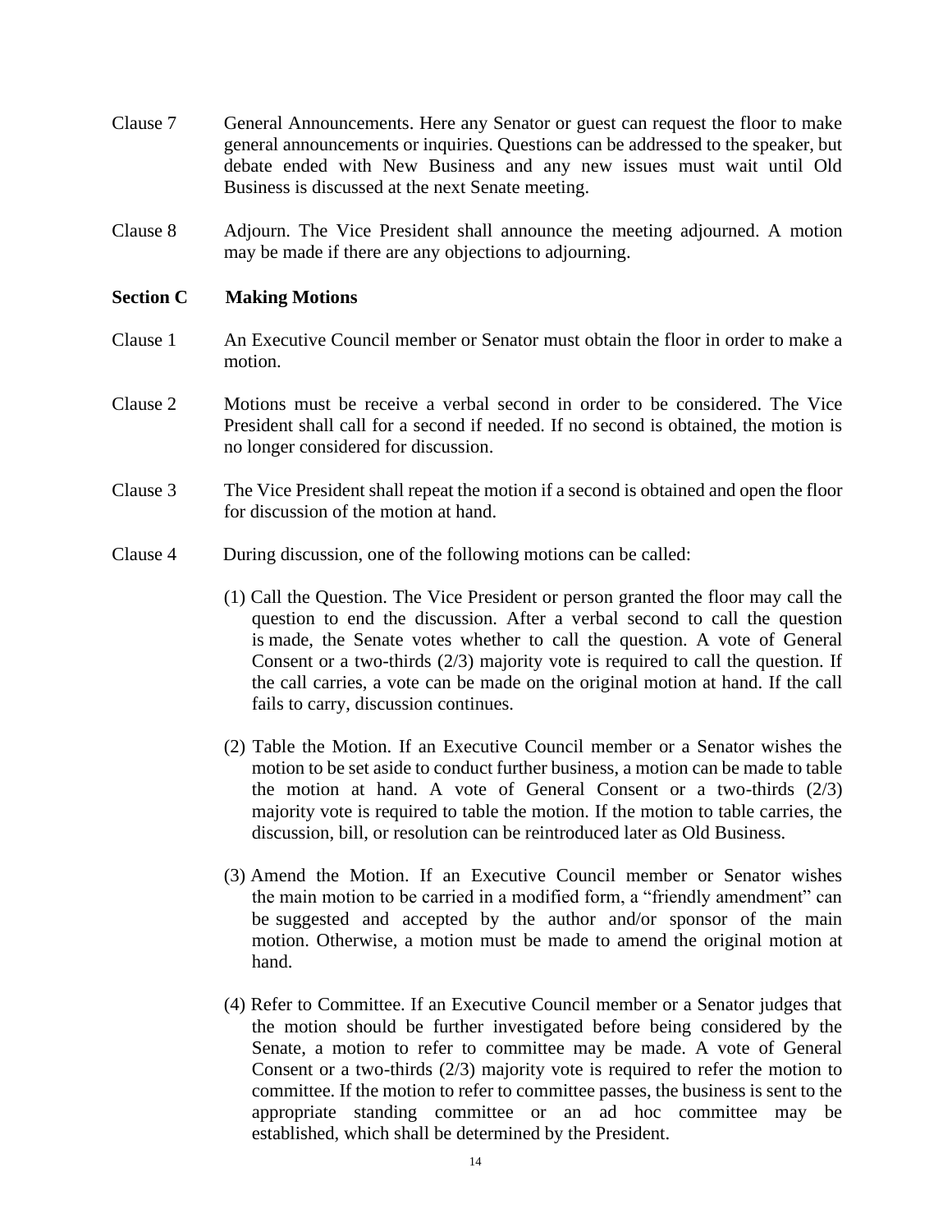Clause 7 General Announcements. Here any Senator or guest can request the floor to make general announcements or inquiries. Questions can be addressed to the speaker, but debate ended with New Business and any new issues must wait until Old Business is discussed at the next Senate meeting.

Clause 8 Adjourn. The Vice President shall announce the meeting adjourned. A motion may be made if there are any objections to adjourning.

**Section C Making Motions**

Clause 1 An Executive Council member or Senator must obtain the floor in order to make a motion.

Clause 2 Motions must be receive a verbal second in order to be considered. The Vice President shall call for a second if needed. If no second is obtained, the motion is no longer considered for discussion.

Clause 3 The Vice President shall repeat the motion if a second is obtained and open the floor for discussion of the motion at hand.

Clause 4 During discussion, one of the following motions can be called:

(1) Call the Question. The Vice President or person granted the floor may call the question to end the discussion. After a verbal second to call the question is made, the Senate votes whether to call the question. A vote of General Consent or a two-thirds (2/3) majority vote is required to call the question. If the call carries, a vote can be made on the original motion at hand. If the call fails to carry, discussion continues.

(2) Table the Motion. If an Executive Council member or a Senator wishes the motion to be set aside to conduct further business, a motion can be made to table the motion at hand. A vote of General Consent or a two-thirds (2/3) majority vote is required to table the motion. If the motion to table carries, the discussion, bill, or resolution can be reintroduced later as Old Business.

(3) Amend the Motion. If an Executive Council member or Senator wishes the main motion to be carried in a modified form, a "friendly amendment" can be suggested and accepted by the author and/or sponsor of the main motion. Otherwise, a motion must be made to amend the original motion at hand.

(4) Refer to Committee. If an Executive Council member or a Senator judges that the motion should be further investigated before being considered by the Senate, a motion to refer to committee may be made. A vote of General Consent or a two-thirds (2/3) majority vote is required to refer the motion to committee. If the motion to refer to committee passes, the business is sent to the appropriate standing committee or an ad hoc committee may be established, which shall be determined by the President.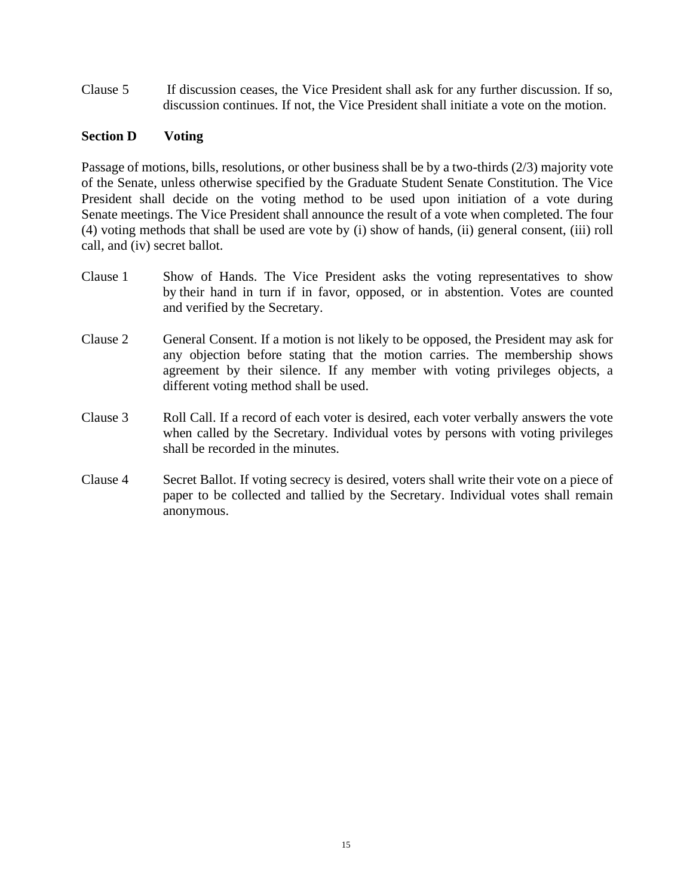Clause 5 If discussion ceases, the Vice President shall ask for any further discussion. If so, discussion continues. If not, the Vice President shall initiate a vote on the motion.

### Section D Voting

Passage of motions, bills, resolutions, or other business shall be by a two-thirds (2/3) majority vote of the Senate, unless otherwise specified by the Graduate Student Senate Constitution. The Vice President shall decide on the voting method to be used upon initiation of a vote during Senate meetings. The Vice President shall announce the result of a vote when completed. The four (4) voting methods that shall be used are vote by (i) show of hands, (ii) general consent, (iii) roll call, and (iv) secret ballot.

Clause 1 Show of Hands. The Vice President asks the voting representatives to show by their hand in turn if in favor, opposed, or in abstention. Votes are counted and verified by the Secretary.

Clause 2 General Consent. If a motion is not likely to be opposed, the President may ask for any objection before stating that the motion carries. The membership shows agreement by their silence. If any member with voting privileges objects, a different voting method shall be used.

Clause 3 Roll Call. If a record of each voter is desired, each voter verbally answers the vote when called by the Secretary. Individual votes by persons with voting privileges shall be recorded in the minutes.

Clause 4 Secret Ballot. If voting secrecy is desired, voters shall write their vote on a piece of paper to be collected and tallied by the Secretary. Individual votes shall remain anonymous.